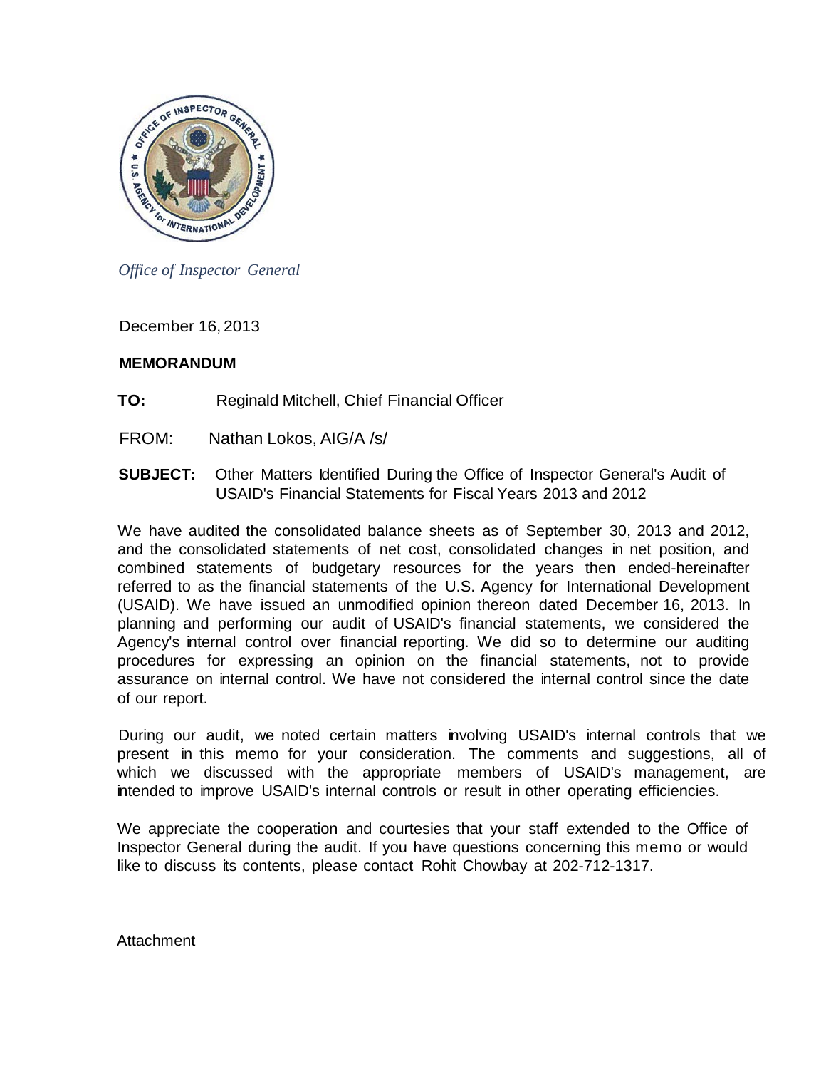*Office of Inspector General*

December 16, 2013

**MEMORANDUM**

**TO:** Reginald Mitchell, Chief Financial Officer

FROM: Nathan Lokos, AIG/A /s/

**SUBJECT:** Other Matters Identified During the Office of Inspector General's Audit of USAID's Financial Statements for Fiscal Years 2013 and 2012

We have audited the consolidated balance sheets as of September 30, 2013 and 2012, and the consolidated statements of net cost, consolidated changes in net position, and combined statements of budgetary resources for the years then ended-hereinafter referred to as the financial statements of the U.S. Agency for International Development (USAID). We have issued an unmodified opinion thereon dated December 16, 2013. In planning and performing our audit of USAID's financial statements, we considered the Agency's internal control over financial reporting. We did so to determine our auditing procedures for expressing an opinion on the financial statements, not to provide assurance on internal control. We have not considered the internal control since the date of our report.

During our audit, we noted certain matters involving USAID's internal controls that we present in this memo for your consideration. The comments and suggestions, all of which we discussed with the appropriate members of USAID's management, are intended to improve USAID's internal controls or result in other operating efficiencies.

We appreciate the cooperation and courtesies that your staff extended to the Office of Inspector General during the audit. If you have questions concerning this memo or would like to discuss its contents, please contact Rohit Chowbay at 202-712-1317.

Attachment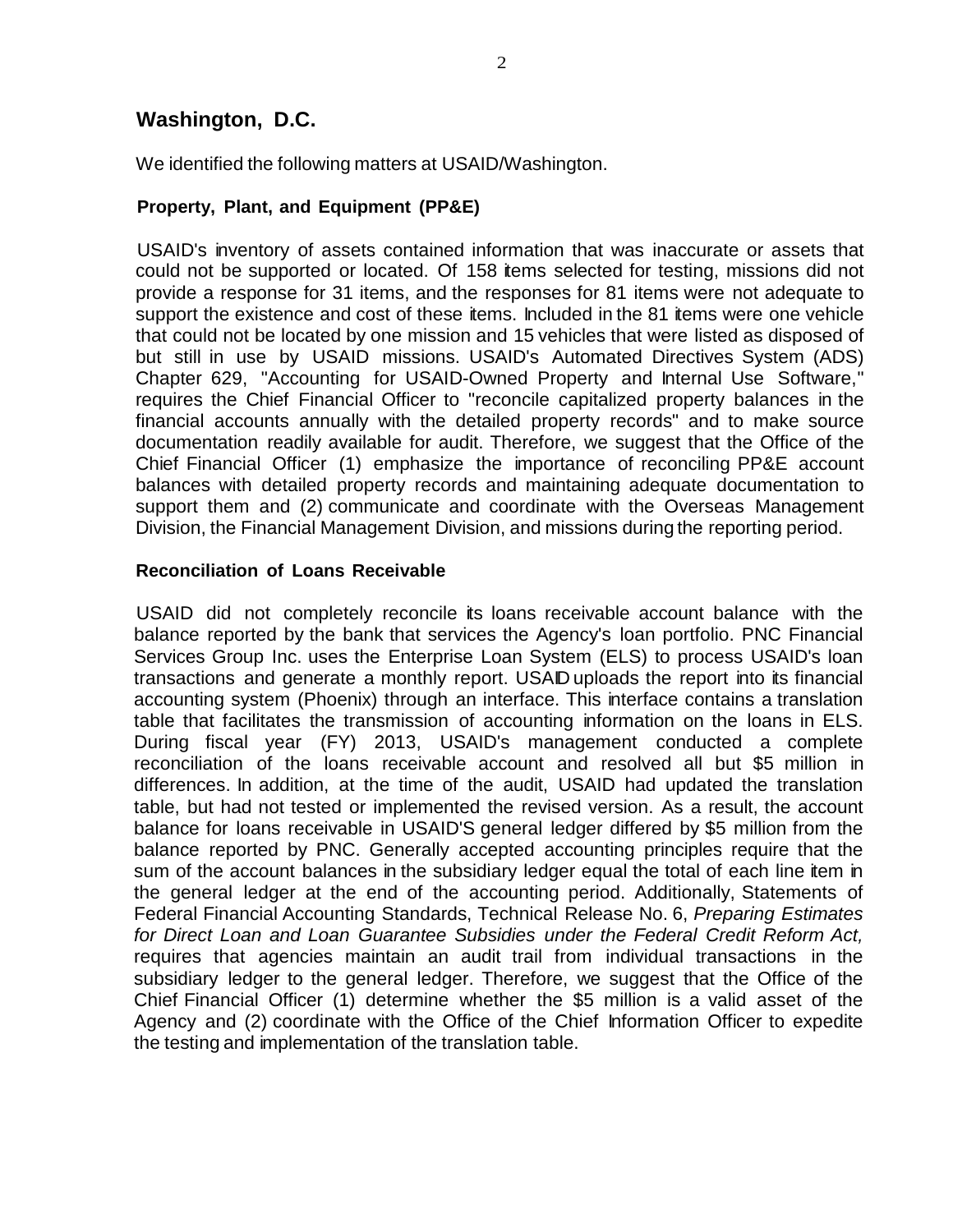## Washington, D.C.

We identified the following matters at USAID/Washington.

### Property, Plant, and Equipment (PP&E)

USAID's inventory of assets contained information that was inaccurate or assets that could not be supported or located. Of 158 items selected for testing, missions did not provide a response for 31 items, and the responses for 81 items were not adequate to support the existence and cost of these items. Included in the 81 items were one vehicle that could not be located by one mission and 15 vehicles that were listed as disposed of but still in use by USAID missions. USAID's Automated Directives System (ADS) Chapter 629, "Accounting for USAID-Owned Property and Internal Use Software," requires the Chief Financial Officer to "reconcile capitalized property balances in the financial accounts annually with the detailed property records" and to make source documentation readily available for audit. Therefore, we suggest that the Office of the Chief Financial Officer (1) emphasize the importance of reconciling PP&E account balances with detailed property records and maintaining adequate documentation to support them and (2) communicate and coordinate with the Overseas Management Division, the Financial Management Division, and missions during the reporting period.

### Reconciliation of Loans Receivable

USAID did not completely reconcile its loans receivable account balance with the balance reported by the bank that services the Agency's loan portfolio. PNC Financial Services Group Inc. uses the Enterprise Loan System (ELS) to process USAID's loan transactions and generate a monthly report. USAID uploads the report into its financial accounting system (Phoenix) through an interface. This interface contains a translation table that facilitates the transmission of accounting information on the loans in ELS. During fiscal year (FY) 2013, USAID's management conducted a complete reconciliation of the loans receivable account and resolved all but $5 million in differences. In addition, at the time of the audit, USAID had updated the translation table, but had not tested or implemented the revised version. As a result, the account balance for loans receivable in USAID'S general ledger differed by $5 million from the balance reported by PNC. Generally accepted accounting principles require that the sum of the account balances in the subsidiary ledger equal the total of each line item in the general ledger at the end of the accounting period. Additionally, Statements of Federal Financial Accounting Standards, Technical Release No. 6, *Preparing Estimates for Direct Loan and Loan Guarantee Subsidies under the Federal Credit Reform Act,* requires that agencies maintain an audit trail from individual transactions in the subsidiary ledger to the general ledger. Therefore, we suggest that the Office of the Chief Financial Officer (1) determine whether the $5 million is a valid asset of the Agency and (2) coordinate with the Office of the Chief Information Officer to expedite the testing and implementation of the translation table.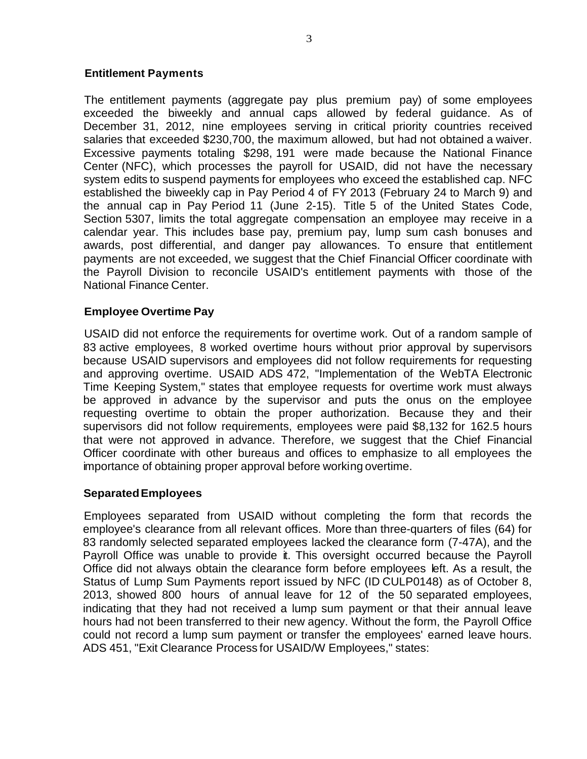## Entitlement Payments

The entitlement payments (aggregate pay plus premium pay) of some employees exceeded the biweekly and annual caps allowed by federal guidance. As of December 31, 2012, nine employees serving in critical priority countries received salaries that exceeded $230,700, the maximum allowed, but had not obtained a waiver. Excessive payments totaling $298, 191 were made because the National Finance Center (NFC), which processes the payroll for USAID, did not have the necessary system edits to suspend payments for employees who exceed the established cap. NFC established the biweekly cap in Pay Period 4 of FY 2013 (February 24 to March 9) and the annual cap in Pay Period 11 (June 2-15). Title 5 of the United States Code, Section 5307, limits the total aggregate compensation an employee may receive in a calendar year. This includes base pay, premium pay, lump sum cash bonuses and awards, post differential, and danger pay allowances. To ensure that entitlement payments are not exceeded, we suggest that the Chief Financial Officer coordinate with the Payroll Division to reconcile USAID's entitlement payments with those of the National Finance Center.

## Employee Overtime Pay

USAID did not enforce the requirements for overtime work. Out of a random sample of 83 active employees, 8 worked overtime hours without prior approval by supervisors because USAID supervisors and employees did not follow requirements for requesting and approving overtime. USAID ADS 472, "Implementation of the WebTA Electronic Time Keeping System," states that employee requests for overtime work must always be approved in advance by the supervisor and puts the onus on the employee requesting overtime to obtain the proper authorization. Because they and their supervisors did not follow requirements, employees were paid $8,132 for 162.5 hours that were not approved in advance. Therefore, we suggest that the Chief Financial Officer coordinate with other bureaus and offices to emphasize to all employees the importance of obtaining proper approval before working overtime.

## Separated Employees

Employees separated from USAID without completing the form that records the employee's clearance from all relevant offices. More than three-quarters of files (64) for 83 randomly selected separated employees lacked the clearance form (7-47A), and the Payroll Office was unable to provide it. This oversight occurred because the Payroll Office did not always obtain the clearance form before employees left. As a result, the Status of Lump Sum Payments report issued by NFC (ID CULP0148) as of October 8, 2013, showed 800 hours of annual leave for 12 of the 50 separated employees, indicating that they had not received a lump sum payment or that their annual leave hours had not been transferred to their new agency. Without the form, the Payroll Office could not record a lump sum payment or transfer the employees' earned leave hours. ADS 451, "Exit Clearance Process for USAID/W Employees," states: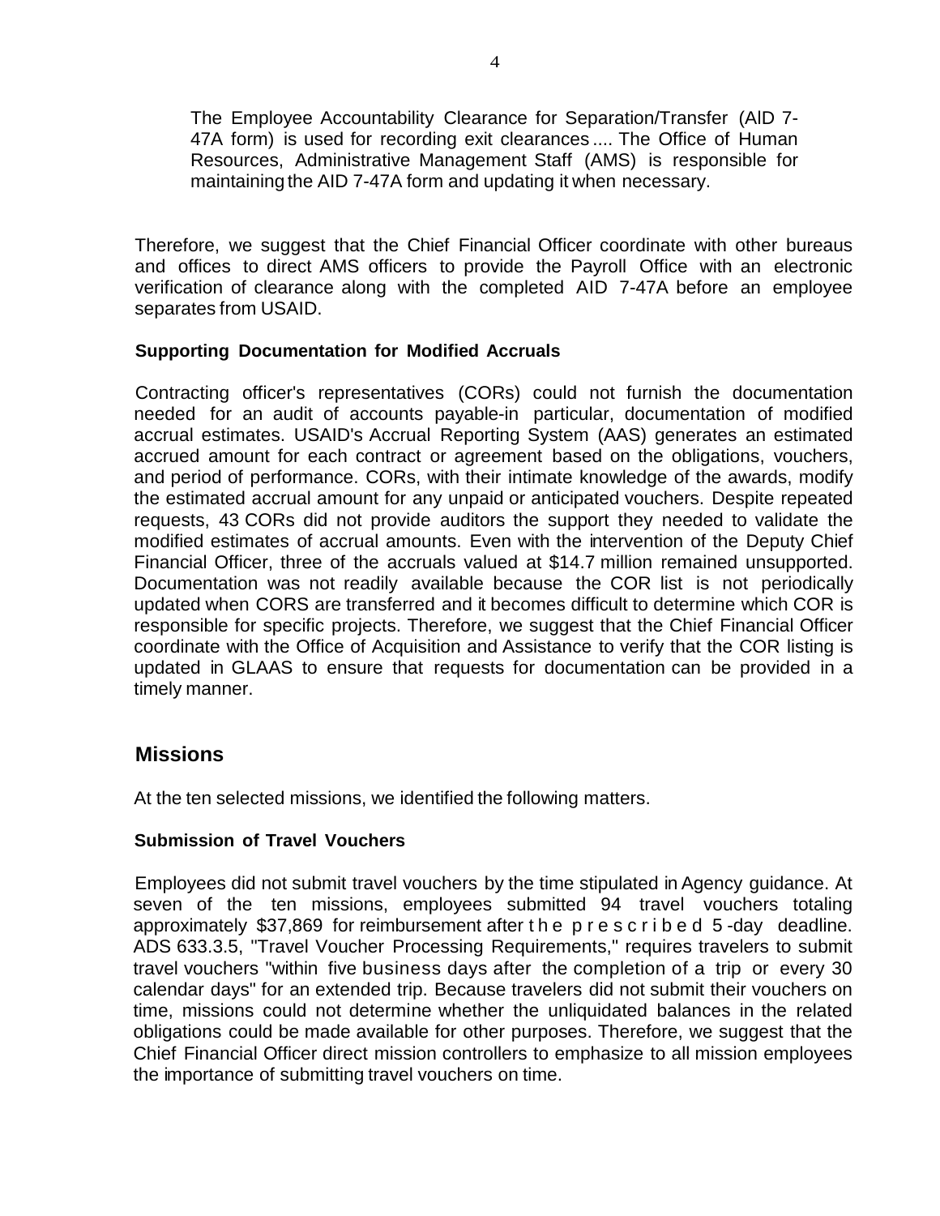> The Employee Accountability Clearance for Separation/Transfer (AlD 7-47A form) is used for recording exit clearances .... The Office of Human Resources, Administrative Management Staff (AMS) is responsible for maintaining the AID 7-47A form and updating it when necessary.

Therefore, we suggest that the Chief Financial Officer coordinate with other bureaus and offices to direct AMS officers to provide the Payroll Office with an electronic verification of clearance along with the completed AID 7-47A before an employee separates from USAID.

### Supporting Documentation for Modified Accruals

Contracting officer's representatives (CORs) could not furnish the documentation needed for an audit of accounts payable-in particular, documentation of modified accrual estimates. USAID's Accrual Reporting System (AAS) generates an estimated accrued amount for each contract or agreement based on the obligations, vouchers, and period of performance. CORs, with their intimate knowledge of the awards, modify the estimated accrual amount for any unpaid or anticipated vouchers. Despite repeated requests, 43 CORs did not provide auditors the support they needed to validate the modified estimates of accrual amounts. Even with the intervention of the Deputy Chief Financial Officer, three of the accruals valued at $14.7 million remained unsupported. Documentation was not readily available because the COR list is not periodically updated when CORS are transferred and it becomes difficult to determine which COR is responsible for specific projects. Therefore, we suggest that the Chief Financial Officer coordinate with the Office of Acquisition and Assistance to verify that the COR listing is updated in GLAAS to ensure that requests for documentation can be provided in a timely manner.

## Missions

At the ten selected missions, we identified the following matters.

### Submission of Travel Vouchers

Employees did not submit travel vouchers by the time stipulated in Agency guidance. At seven of the ten missions, employees submitted 94 travel vouchers totaling approximately $37,869 for reimbursement after the prescribed 5-day deadline. ADS 633.3.5, "Travel Voucher Processing Requirements," requires travelers to submit travel vouchers "within five business days after the completion of a trip or every 30 calendar days" for an extended trip. Because travelers did not submit their vouchers on time, missions could not determine whether the unliquidated balances in the related obligations could be made available for other purposes. Therefore, we suggest that the Chief Financial Officer direct mission controllers to emphasize to all mission employees the importance of submitting travel vouchers on time.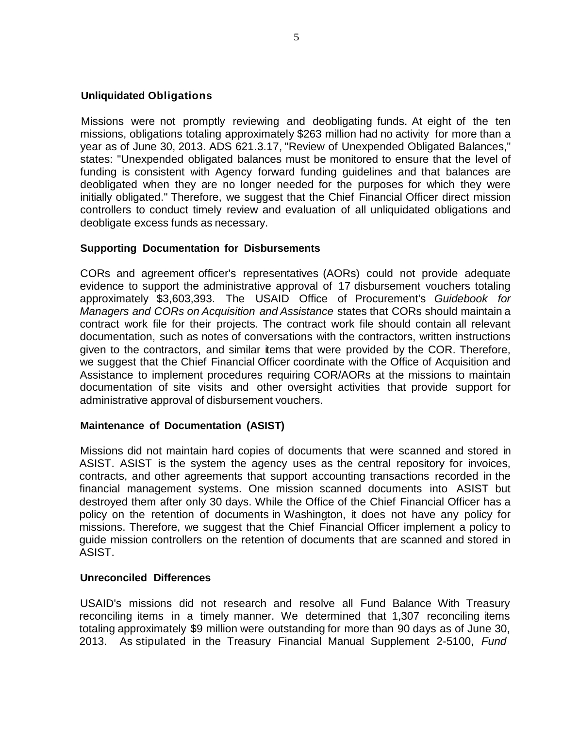### Unliquidated Obligations

Missions were not promptly reviewing and deobligating funds. At eight of the ten missions, obligations totaling approximately $263 million had no activity for more than a year as of June 30, 2013. ADS 621.3.17, "Review of Unexpended Obligated Balances," states: "Unexpended obligated balances must be monitored to ensure that the level of funding is consistent with Agency forward funding guidelines and that balances are deobligated when they are no longer needed for the purposes for which they were initially obligated." Therefore, we suggest that the Chief Financial Officer direct mission controllers to conduct timely review and evaluation of all unliquidated obligations and deobligate excess funds as necessary.

### Supporting Documentation for Disbursements

CORs and agreement officer's representatives (AORs) could not provide adequate evidence to support the administrative approval of 17 disbursement vouchers totaling approximately $3,603,393. The USAID Office of Procurement's *Guidebook for Managers and CORs on Acquisition and Assistance* states that CORs should maintain a contract work file for their projects. The contract work file should contain all relevant documentation, such as notes of conversations with the contractors, written instructions given to the contractors, and similar items that were provided by the COR. Therefore, we suggest that the Chief Financial Officer coordinate with the Office of Acquisition and Assistance to implement procedures requiring COR/AORs at the missions to maintain documentation of site visits and other oversight activities that provide support for administrative approval of disbursement vouchers.

### Maintenance of Documentation (ASIST)

Missions did not maintain hard copies of documents that were scanned and stored in ASIST. ASIST is the system the agency uses as the central repository for invoices, contracts, and other agreements that support accounting transactions recorded in the financial management systems. One mission scanned documents into ASIST but destroyed them after only 30 days. While the Office of the Chief Financial Officer has a policy on the retention of documents in Washington, it does not have any policy for missions. Therefore, we suggest that the Chief Financial Officer implement a policy to guide mission controllers on the retention of documents that are scanned and stored in ASIST.

### Unreconciled Differences

USAID's missions did not research and resolve all Fund Balance With Treasury reconciling items in a timely manner. We determined that 1,307 reconciling items totaling approximately $9 million were outstanding for more than 90 days as of June 30, 2013. As stipulated in the Treasury Financial Manual Supplement 2-5100, *Fund*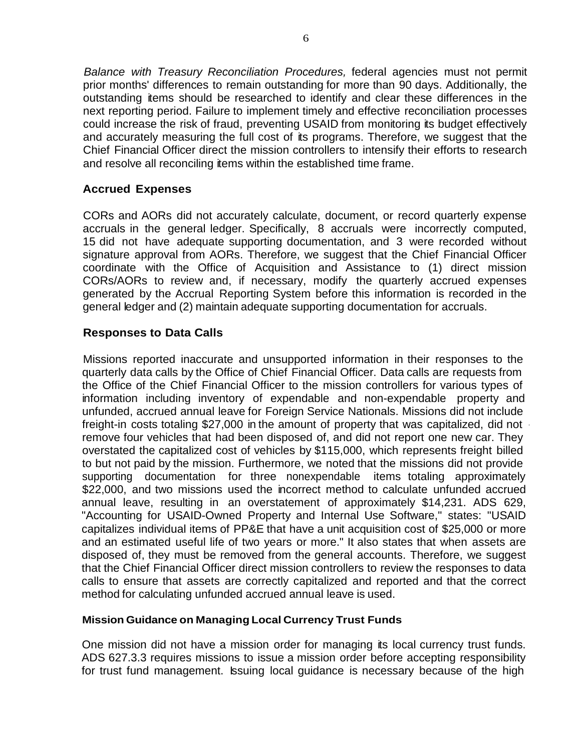*Balance with Treasury Reconciliation Procedures,* federal agencies must not permit prior months' differences to remain outstanding for more than 90 days. Additionally, the outstanding items should be researched to identify and clear these differences in the next reporting period. Failure to implement timely and effective reconciliation processes could increase the risk of fraud, preventing USAID from monitoring its budget effectively and accurately measuring the full cost of its programs. Therefore, we suggest that the Chief Financial Officer direct the mission controllers to intensify their efforts to research and resolve all reconciling items within the established time frame.

## Accrued Expenses

CORs and AORs did not accurately calculate, document, or record quarterly expense accruals in the general ledger. Specifically, 8 accruals were incorrectly computed, 15 did not have adequate supporting documentation, and 3 were recorded without signature approval from AORs. Therefore, we suggest that the Chief Financial Officer coordinate with the Office of Acquisition and Assistance to (1) direct mission CORs/AORs to review and, if necessary, modify the quarterly accrued expenses generated by the Accrual Reporting System before this information is recorded in the general ledger and (2) maintain adequate supporting documentation for accruals.

## Responses to Data Calls

Missions reported inaccurate and unsupported information in their responses to the quarterly data calls by the Office of Chief Financial Officer. Data calls are requests from the Office of the Chief Financial Officer to the mission controllers for various types of information including inventory of expendable and non-expendable property and unfunded, accrued annual leave for Foreign Service Nationals. Missions did not include freight-in costs totaling $27,000 in the amount of property that was capitalized, did not remove four vehicles that had been disposed of, and did not report one new car. They overstated the capitalized cost of vehicles by $115,000, which represents freight billed to but not paid by the mission. Furthermore, we noted that the missions did not provide supporting documentation for three nonexpendable items totaling approximately $22,000, and two missions used the incorrect method to calculate unfunded accrued annual leave, resulting in an overstatement of approximately $14,231. ADS 629, "Accounting for USAID-Owned Property and Internal Use Software," states: "USAID capitalizes individual items of PP&E that have a unit acquisition cost of $25,000 or more and an estimated useful life of two years or more." It also states that when assets are disposed of, they must be removed from the general accounts. Therefore, we suggest that the Chief Financial Officer direct mission controllers to review the responses to data calls to ensure that assets are correctly capitalized and reported and that the correct method for calculating unfunded accrued annual leave is used.

### Mission Guidance on Managing Local Currency Trust Funds

One mission did not have a mission order for managing its local currency trust funds. ADS 627.3.3 requires missions to issue a mission order before accepting responsibility for trust fund management. Issuing local guidance is necessary because of the high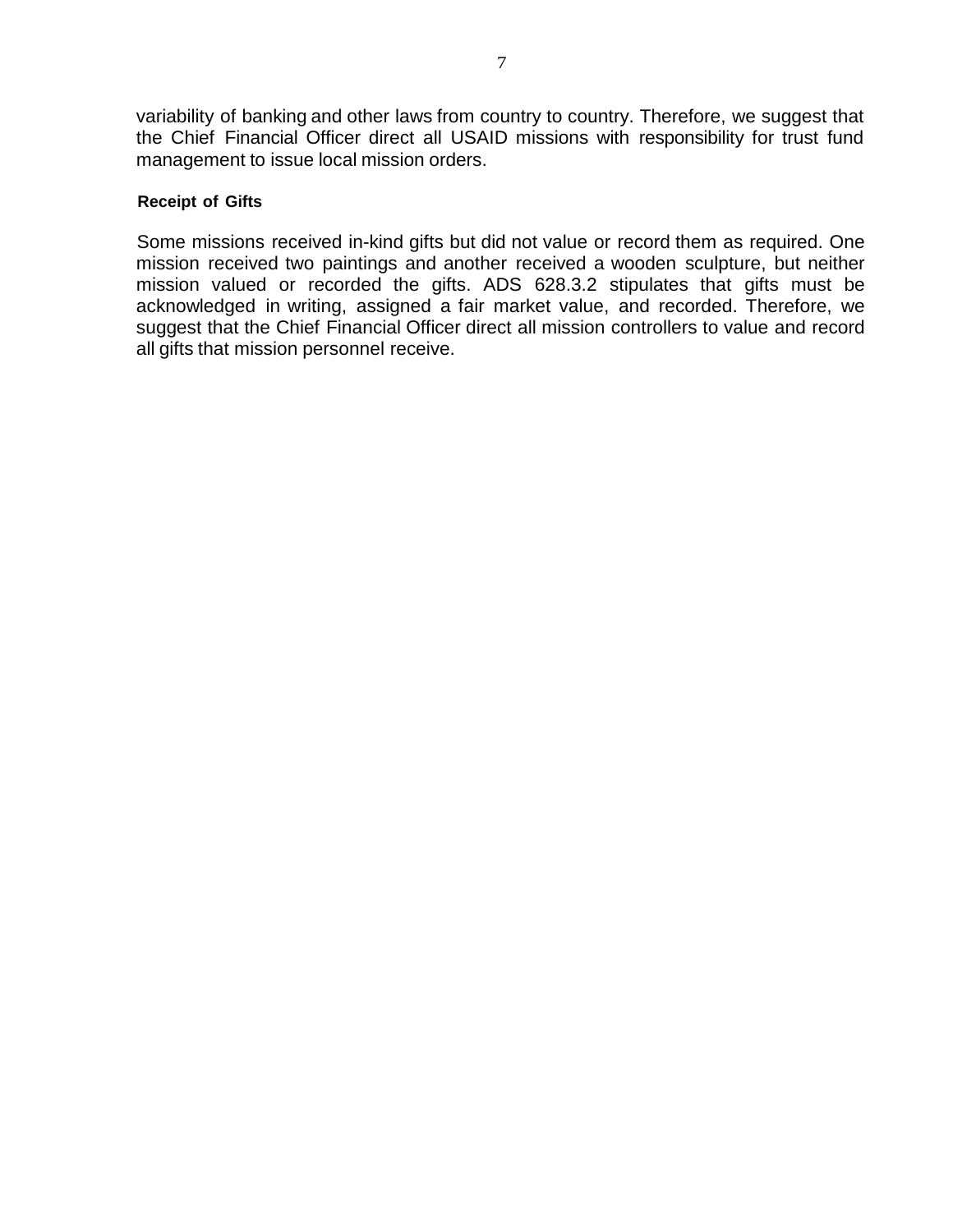variability of banking and other laws from country to country. Therefore, we suggest that the Chief Financial Officer direct all USAID missions with responsibility for trust fund management to issue local mission orders.

### Receipt of Gifts

Some missions received in-kind gifts but did not value or record them as required. One mission received two paintings and another received a wooden sculpture, but neither mission valued or recorded the gifts. ADS 628.3.2 stipulates that gifts must be acknowledged in writing, assigned a fair market value, and recorded. Therefore, we suggest that the Chief Financial Officer direct all mission controllers to value and record all gifts that mission personnel receive.